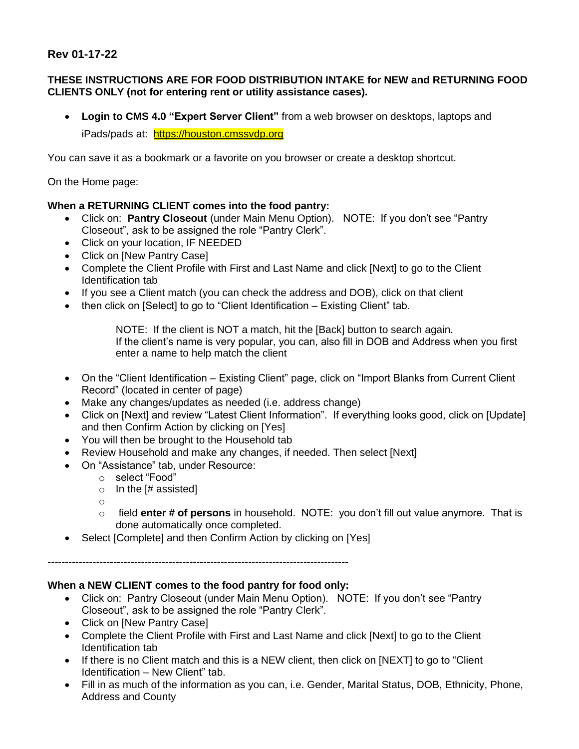**Rev 01-17-22**

**THESE INSTRUCTIONS ARE FOR FOOD DISTRIBUTION INTAKE for NEW and RETURNING FOOD CLIENTS ONLY (not for entering rent or utility assistance cases).**

- **Login to CMS 4.0 "Expert Server Client"** from a web browser on desktops, laptops and iPads/pads at: https://houston.cmssvdp.org

You can save it as a bookmark or a favorite on you browser or create a desktop shortcut.

On the Home page:

**When a RETURNING CLIENT comes into the food pantry:**

- Click on: **Pantry Closeout** (under Main Menu Option). NOTE: If you don't see "Pantry Closeout", ask to be assigned the role "Pantry Clerk".
- Click on your location, IF NEEDED
- Click on [New Pantry Case]
- Complete the Client Profile with First and Last Name and click [Next] to go to the Client Identification tab
- If you see a Client match (you can check the address and DOB), click on that client
- then click on [Select] to go to "Client Identification – Existing Client" tab.

  NOTE: If the client is NOT a match, hit the [Back] button to search again.
  If the client's name is very popular, you can, also fill in DOB and Address when you first enter a name to help match the client

- On the "Client Identification – Existing Client" page, click on "Import Blanks from Current Client Record" (located in center of page)
- Make any changes/updates as needed (i.e. address change)
- Click on [Next] and review "Latest Client Information". If everything looks good, click on [Update] and then Confirm Action by clicking on [Yes]
- You will then be brought to the Household tab
- Review Household and make any changes, if needed. Then select [Next]
- On "Assistance" tab, under Resource:
  - select "Food"
  - In the [# assisted]
  - 
  - field **enter # of persons** in household. NOTE: you don't fill out value anymore. That is done automatically once completed.
- Select [Complete] and then Confirm Action by clicking on [Yes]

---------------------------------------------------------------------------------------

**When a NEW CLIENT comes to the food pantry for food only:**

- Click on: Pantry Closeout (under Main Menu Option). NOTE: If you don't see "Pantry Closeout", ask to be assigned the role "Pantry Clerk".
- Click on [New Pantry Case]
- Complete the Client Profile with First and Last Name and click [Next] to go to the Client Identification tab
- If there is no Client match and this is a NEW client, then click on [NEXT] to go to "Client Identification – New Client" tab.
- Fill in as much of the information as you can, i.e. Gender, Marital Status, DOB, Ethnicity, Phone, Address and County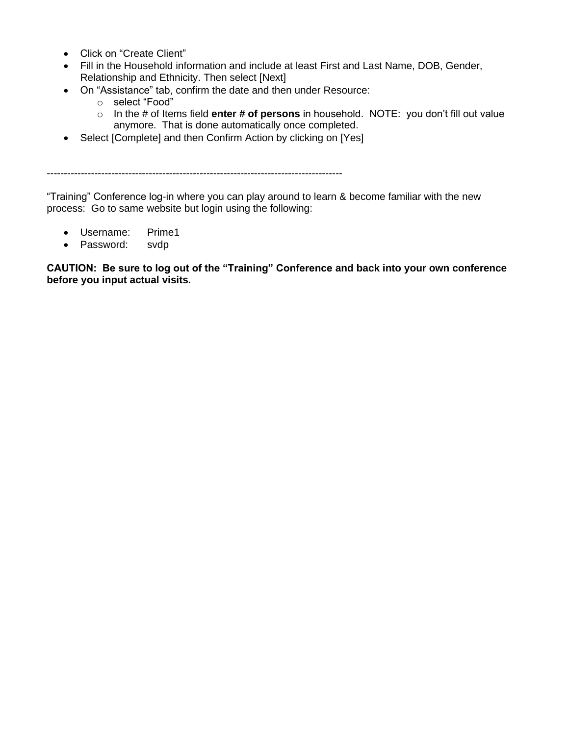- Click on “Create Client”
- Fill in the Household information and include at least First and Last Name, DOB, Gender, Relationship and Ethnicity. Then select [Next]
- On “Assistance” tab, confirm the date and then under Resource:
  - select “Food”
  - In the # of Items field **enter # of persons** in household. NOTE: you don’t fill out value anymore. That is done automatically once completed.
- Select [Complete] and then Confirm Action by clicking on [Yes]

----------------------------------------------------------------------------------------

“Training” Conference log-in where you can play around to learn & become familiar with the new process: Go to same website but login using the following:

- Username: Prime1
- Password: svdp

**CAUTION: Be sure to log out of the “Training” Conference and back into your own conference before you input actual visits.**